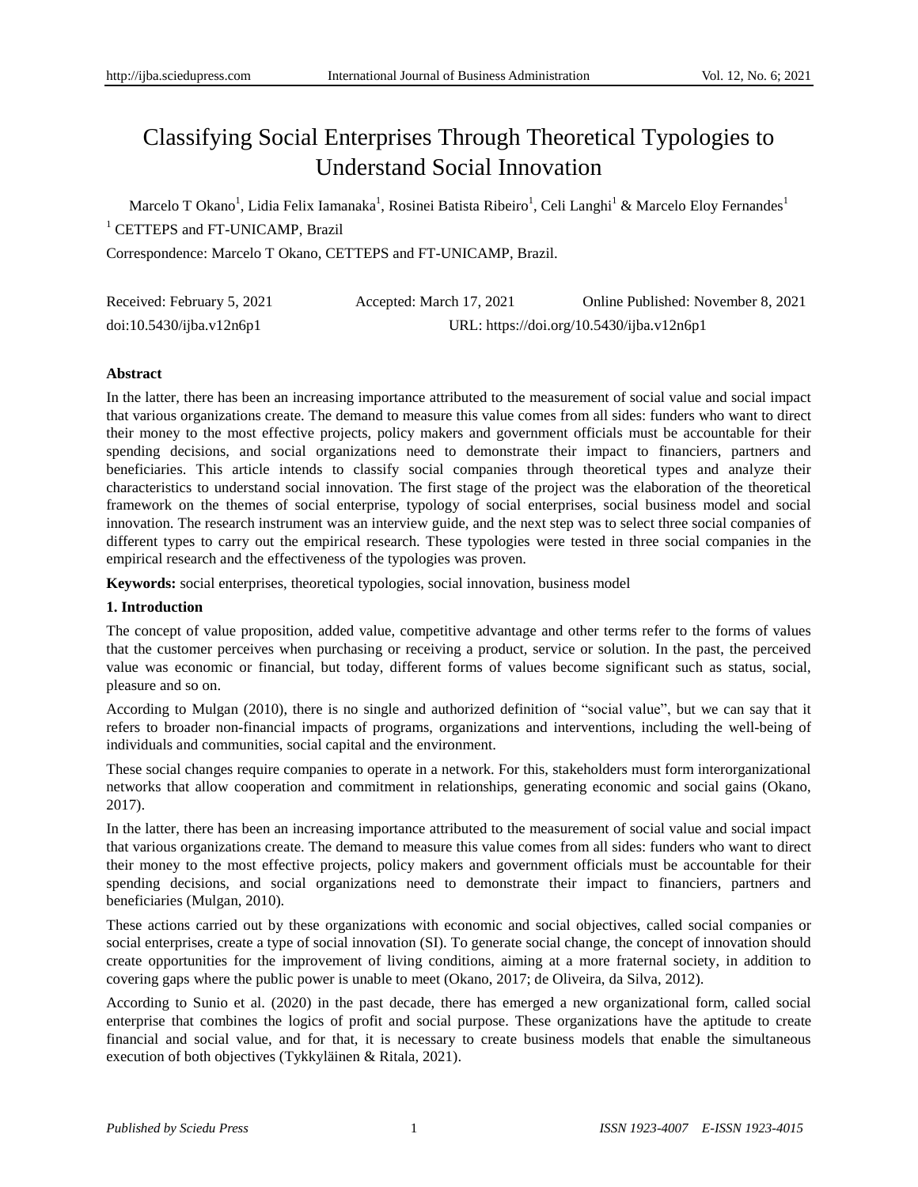# Classifying Social Enterprises Through Theoretical Typologies to Understand Social Innovation

Marcelo T Okano[1], Lidia Felix Iamanaka[1], Rosinei Batista Ribeiro[1], Celi Langhi[1] & Marcelo Eloy Fernandes[1]

[1] CETTEPS and FT-UNICAMP, Brazil

Correspondence: Marcelo T Okano, CETTEPS and FT-UNICAMP, Brazil.

Received: February 5, 2021 Accepted: March 17, 2021 Online Published: November 8, 2021

doi:10.5430/ijba.v12n6p1 URL: https://doi.org/10.5430/ijba.v12n6p1

**Abstract**

In the latter, there has been an increasing importance attributed to the measurement of social value and social impact that various organizations create. The demand to measure this value comes from all sides: funders who want to direct their money to the most effective projects, policy makers and government officials must be accountable for their spending decisions, and social organizations need to demonstrate their impact to financiers, partners and beneficiaries. This article intends to classify social companies through theoretical types and analyze their characteristics to understand social innovation. The first stage of the project was the elaboration of the theoretical framework on the themes of social enterprise, typology of social enterprises, social business model and social innovation. The research instrument was an interview guide, and the next step was to select three social companies of different types to carry out the empirical research. These typologies were tested in three social companies in the empirical research and the effectiveness of the typologies was proven.

**Keywords:** social enterprises, theoretical typologies, social innovation, business model

## 1. Introduction

The concept of value proposition, added value, competitive advantage and other terms refer to the forms of values that the customer perceives when purchasing or receiving a product, service or solution. In the past, the perceived value was economic or financial, but today, different forms of values become significant such as status, social, pleasure and so on.

According to Mulgan (2010), there is no single and authorized definition of "social value", but we can say that it refers to broader non-financial impacts of programs, organizations and interventions, including the well-being of individuals and communities, social capital and the environment.

These social changes require companies to operate in a network. For this, stakeholders must form interorganizational networks that allow cooperation and commitment in relationships, generating economic and social gains (Okano, 2017).

In the latter, there has been an increasing importance attributed to the measurement of social value and social impact that various organizations create. The demand to measure this value comes from all sides: funders who want to direct their money to the most effective projects, policy makers and government officials must be accountable for their spending decisions, and social organizations need to demonstrate their impact to financiers, partners and beneficiaries (Mulgan, 2010).

These actions carried out by these organizations with economic and social objectives, called social companies or social enterprises, create a type of social innovation (SI). To generate social change, the concept of innovation should create opportunities for the improvement of living conditions, aiming at a more fraternal society, in addition to covering gaps where the public power is unable to meet (Okano, 2017; de Oliveira, da Silva, 2012).

According to Sunio et al. (2020) in the past decade, there has emerged a new organizational form, called social enterprise that combines the logics of profit and social purpose. These organizations have the aptitude to create financial and social value, and for that, it is necessary to create business models that enable the simultaneous execution of both objectives (Tykkyläinen & Ritala, 2021).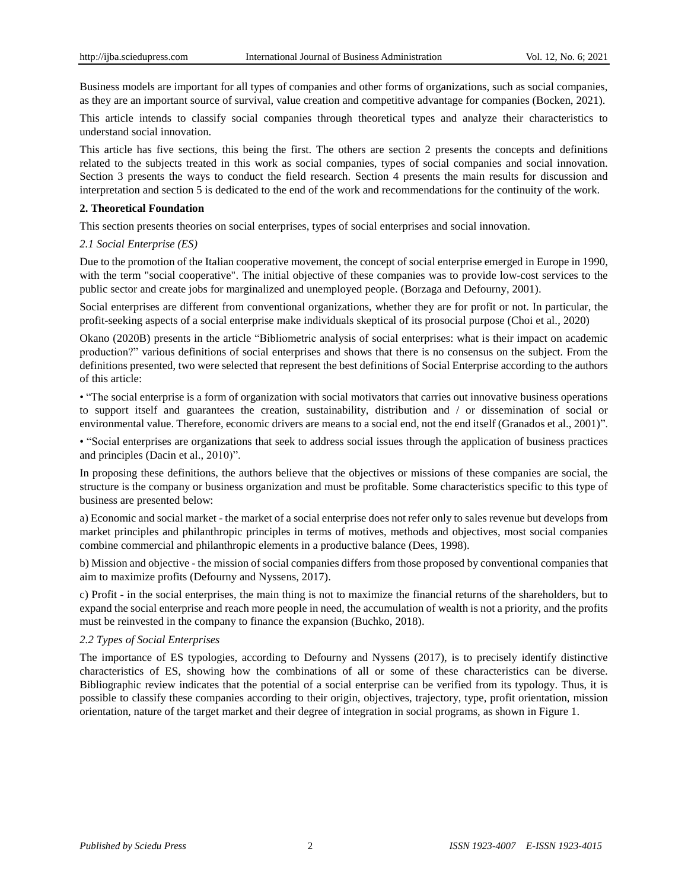Business models are important for all types of companies and other forms of organizations, such as social companies, as they are an important source of survival, value creation and competitive advantage for companies (Bocken, 2021).

This article intends to classify social companies through theoretical types and analyze their characteristics to understand social innovation.

This article has five sections, this being the first. The others are section 2 presents the concepts and definitions related to the subjects treated in this work as social companies, types of social companies and social innovation. Section 3 presents the ways to conduct the field research. Section 4 presents the main results for discussion and interpretation and section 5 is dedicated to the end of the work and recommendations for the continuity of the work.

## 2. Theoretical Foundation

This section presents theories on social enterprises, types of social enterprises and social innovation.

### *2.1 Social Enterprise (ES)*

Due to the promotion of the Italian cooperative movement, the concept of social enterprise emerged in Europe in 1990, with the term "social cooperative". The initial objective of these companies was to provide low-cost services to the public sector and create jobs for marginalized and unemployed people. (Borzaga and Defourny, 2001).

Social enterprises are different from conventional organizations, whether they are for profit or not. In particular, the profit-seeking aspects of a social enterprise make individuals skeptical of its prosocial purpose (Choi et al., 2020)

Okano (2020B) presents in the article "Bibliometric analysis of social enterprises: what is their impact on academic production?" various definitions of social enterprises and shows that there is no consensus on the subject. From the definitions presented, two were selected that represent the best definitions of Social Enterprise according to the authors of this article:

- "The social enterprise is a form of organization with social motivators that carries out innovative business operations to support itself and guarantees the creation, sustainability, distribution and / or dissemination of social or environmental value. Therefore, economic drivers are means to a social end, not the end itself (Granados et al., 2001)".
- "Social enterprises are organizations that seek to address social issues through the application of business practices and principles (Dacin et al., 2010)".

In proposing these definitions, the authors believe that the objectives or missions of these companies are social, the structure is the company or business organization and must be profitable. Some characteristics specific to this type of business are presented below:

a) Economic and social market - the market of a social enterprise does not refer only to sales revenue but develops from market principles and philanthropic principles in terms of motives, methods and objectives, most social companies combine commercial and philanthropic elements in a productive balance (Dees, 1998).

b) Mission and objective - the mission of social companies differs from those proposed by conventional companies that aim to maximize profits (Defourny and Nyssens, 2017).

c) Profit - in the social enterprises, the main thing is not to maximize the financial returns of the shareholders, but to expand the social enterprise and reach more people in need, the accumulation of wealth is not a priority, and the profits must be reinvested in the company to finance the expansion (Buchko, 2018).

### *2.2 Types of Social Enterprises*

The importance of ES typologies, according to Defourny and Nyssens (2017), is to precisely identify distinctive characteristics of ES, showing how the combinations of all or some of these characteristics can be diverse. Bibliographic review indicates that the potential of a social enterprise can be verified from its typology. Thus, it is possible to classify these companies according to their origin, objectives, trajectory, type, profit orientation, mission orientation, nature of the target market and their degree of integration in social programs, as shown in Figure 1.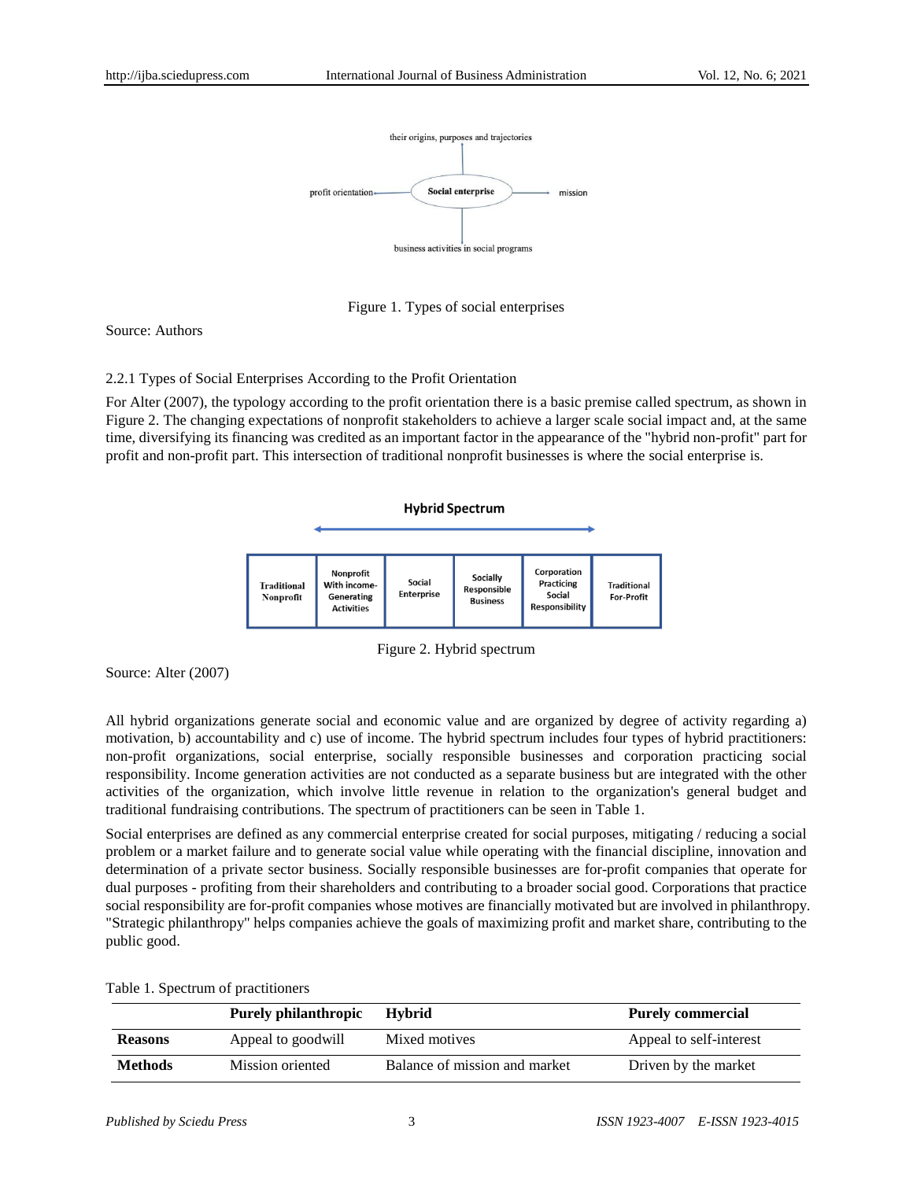Figure 1. Types of social enterprises

Source: Authors

2.2.1 Types of Social Enterprises According to the Profit Orientation

For Alter (2007), the typology according to the profit orientation there is a basic premise called spectrum, as shown in Figure 2. The changing expectations of nonprofit stakeholders to achieve a larger scale social impact and, at the same time, diversifying its financing was credited as an important factor in the appearance of the "hybrid non-profit" part for profit and non-profit part. This intersection of traditional nonprofit businesses is where the social enterprise is.

Figure 2. Hybrid spectrum

Source: Alter (2007)

All hybrid organizations generate social and economic value and are organized by degree of activity regarding a) motivation, b) accountability and c) use of income. The hybrid spectrum includes four types of hybrid practitioners: non-profit organizations, social enterprise, socially responsible businesses and corporation practicing social responsibility. Income generation activities are not conducted as a separate business but are integrated with the other activities of the organization, which involve little revenue in relation to the organization's general budget and traditional fundraising contributions. The spectrum of practitioners can be seen in Table 1.

Social enterprises are defined as any commercial enterprise created for social purposes, mitigating / reducing a social problem or a market failure and to generate social value while operating with the financial discipline, innovation and determination of a private sector business. Socially responsible businesses are for-profit companies that operate for dual purposes - profiting from their shareholders and contributing to a broader social good. Corporations that practice social responsibility are for-profit companies whose motives are financially motivated but are involved in philanthropy. "Strategic philanthropy" helps companies achieve the goals of maximizing profit and market share, contributing to the public good.

Table 1. Spectrum of practitioners

| | Purely philanthropic | Hybrid | Purely commercial |
|---|---|---|---|
| **Reasons** | Appeal to goodwill | Mixed motives | Appeal to self-interest |
| **Methods** | Mission oriented | Balance of mission and market | Driven by the market |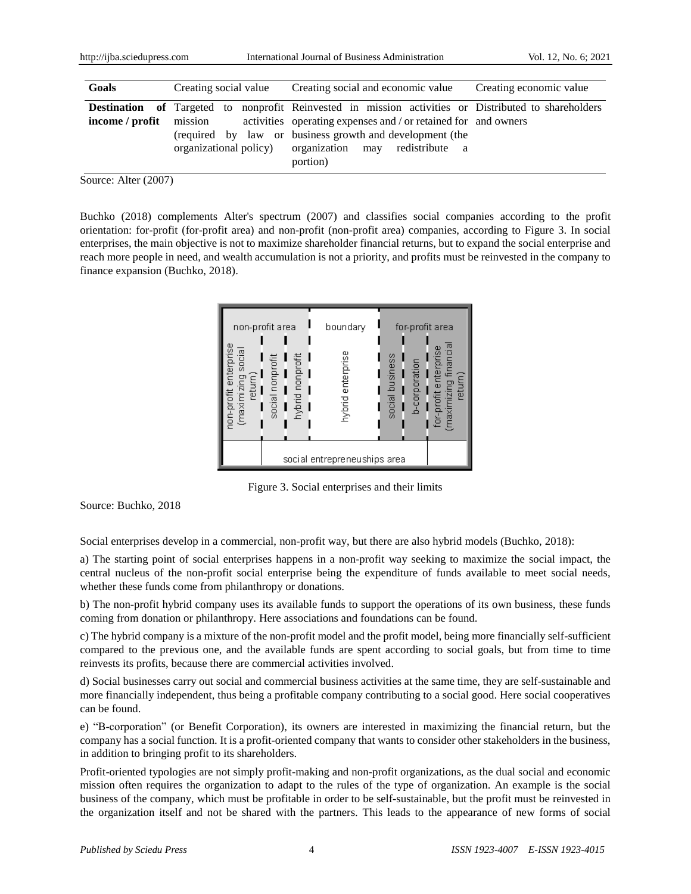| Goals | Creating social value | Creating social and economic value | Creating economic value |
| --- | --- | --- | --- |
| **Destination of income / profit** | Targeted to nonprofit mission activities (required by law or organizational policy) | Reinvested in mission activities or operating expenses and / or retained for business growth and development (the organization may redistribute a portion) | Distributed to shareholders and owners |

Source: Alter (2007)

Buchko (2018) complements Alter's spectrum (2007) and classifies social companies according to the profit orientation: for-profit (for-profit area) and non-profit (non-profit area) companies, according to Figure 3. In social enterprises, the main objective is not to maximize shareholder financial returns, but to expand the social enterprise and reach more people in need, and wealth accumulation is not a priority, and profits must be reinvested in the company to finance expansion (Buchko, 2018).

| non-profit area | | | boundary | for-profit area | | |
| --- | --- | --- | --- | --- | --- | --- |
| non-profit enterprise (maximizing social return) | social nonprofit | hybrid nonprofit | hybrid enterprise | social business | b-corporation | for-profit enterprise (maximizing financial return) |
| | social entrepreneuships area | | | | | |

Figure 3. Social enterprises and their limits

Source: Buchko, 2018

Social enterprises develop in a commercial, non-profit way, but there are also hybrid models (Buchko, 2018):

a) The starting point of social enterprises happens in a non-profit way seeking to maximize the social impact, the central nucleus of the non-profit social enterprise being the expenditure of funds available to meet social needs, whether these funds come from philanthropy or donations.

b) The non-profit hybrid company uses its available funds to support the operations of its own business, these funds coming from donation or philanthropy. Here associations and foundations can be found.

c) The hybrid company is a mixture of the non-profit model and the profit model, being more financially self-sufficient compared to the previous one, and the available funds are spent according to social goals, but from time to time reinvests its profits, because there are commercial activities involved.

d) Social businesses carry out social and commercial business activities at the same time, they are self-sustainable and more financially independent, thus being a profitable company contributing to a social good. Here social cooperatives can be found.

e) "B-corporation" (or Benefit Corporation), its owners are interested in maximizing the financial return, but the company has a social function. It is a profit-oriented company that wants to consider other stakeholders in the business, in addition to bringing profit to its shareholders.

Profit-oriented typologies are not simply profit-making and non-profit organizations, as the dual social and economic mission often requires the organization to adapt to the rules of the type of organization. An example is the social business of the company, which must be profitable in order to be self-sustainable, but the profit must be reinvested in the organization itself and not be shared with the partners. This leads to the appearance of new forms of social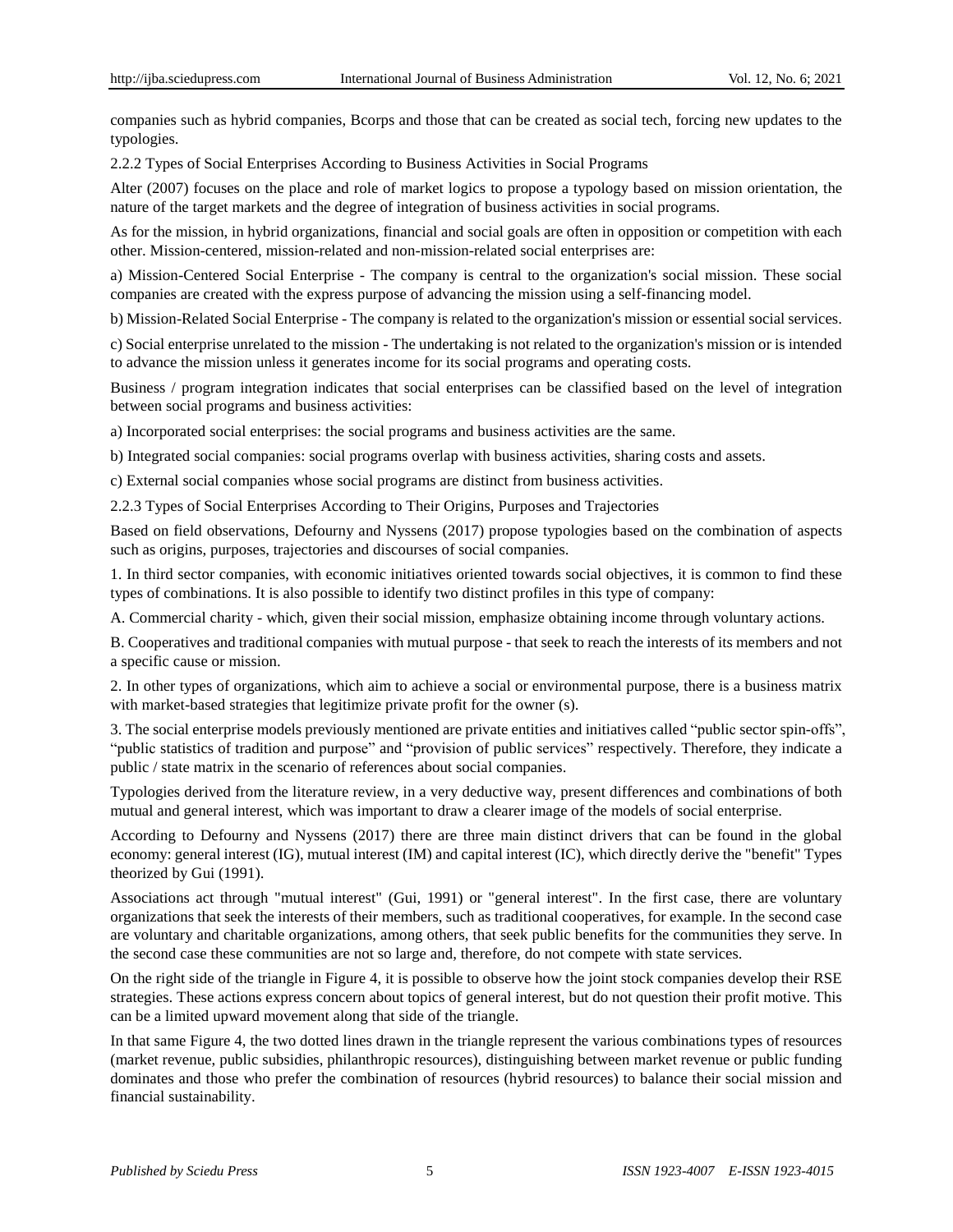companies such as hybrid companies, Bcorps and those that can be created as social tech, forcing new updates to the typologies.

### 2.2.2 Types of Social Enterprises According to Business Activities in Social Programs

Alter (2007) focuses on the place and role of market logics to propose a typology based on mission orientation, the nature of the target markets and the degree of integration of business activities in social programs.

As for the mission, in hybrid organizations, financial and social goals are often in opposition or competition with each other. Mission-centered, mission-related and non-mission-related social enterprises are:

a) Mission-Centered Social Enterprise - The company is central to the organization's social mission. These social companies are created with the express purpose of advancing the mission using a self-financing model.

b) Mission-Related Social Enterprise - The company is related to the organization's mission or essential social services.

c) Social enterprise unrelated to the mission - The undertaking is not related to the organization's mission or is intended to advance the mission unless it generates income for its social programs and operating costs.

Business / program integration indicates that social enterprises can be classified based on the level of integration between social programs and business activities:

a) Incorporated social enterprises: the social programs and business activities are the same.

b) Integrated social companies: social programs overlap with business activities, sharing costs and assets.

c) External social companies whose social programs are distinct from business activities.

### 2.2.3 Types of Social Enterprises According to Their Origins, Purposes and Trajectories

Based on field observations, Defourny and Nyssens (2017) propose typologies based on the combination of aspects such as origins, purposes, trajectories and discourses of social companies.

1. In third sector companies, with economic initiatives oriented towards social objectives, it is common to find these types of combinations. It is also possible to identify two distinct profiles in this type of company:

A. Commercial charity - which, given their social mission, emphasize obtaining income through voluntary actions.

B. Cooperatives and traditional companies with mutual purpose - that seek to reach the interests of its members and not a specific cause or mission.

2. In other types of organizations, which aim to achieve a social or environmental purpose, there is a business matrix with market-based strategies that legitimize private profit for the owner (s).

3. The social enterprise models previously mentioned are private entities and initiatives called "public sector spin-offs", "public statistics of tradition and purpose" and "provision of public services" respectively. Therefore, they indicate a public / state matrix in the scenario of references about social companies.

Typologies derived from the literature review, in a very deductive way, present differences and combinations of both mutual and general interest, which was important to draw a clearer image of the models of social enterprise.

According to Defourny and Nyssens (2017) there are three main distinct drivers that can be found in the global economy: general interest (IG), mutual interest (IM) and capital interest (IC), which directly derive the "benefit" Types theorized by Gui (1991).

Associations act through "mutual interest" (Gui, 1991) or "general interest". In the first case, there are voluntary organizations that seek the interests of their members, such as traditional cooperatives, for example. In the second case are voluntary and charitable organizations, among others, that seek public benefits for the communities they serve. In the second case these communities are not so large and, therefore, do not compete with state services.

On the right side of the triangle in Figure 4, it is possible to observe how the joint stock companies develop their RSE strategies. These actions express concern about topics of general interest, but do not question their profit motive. This can be a limited upward movement along that side of the triangle.

In that same Figure 4, the two dotted lines drawn in the triangle represent the various combinations types of resources (market revenue, public subsidies, philanthropic resources), distinguishing between market revenue or public funding dominates and those who prefer the combination of resources (hybrid resources) to balance their social mission and financial sustainability.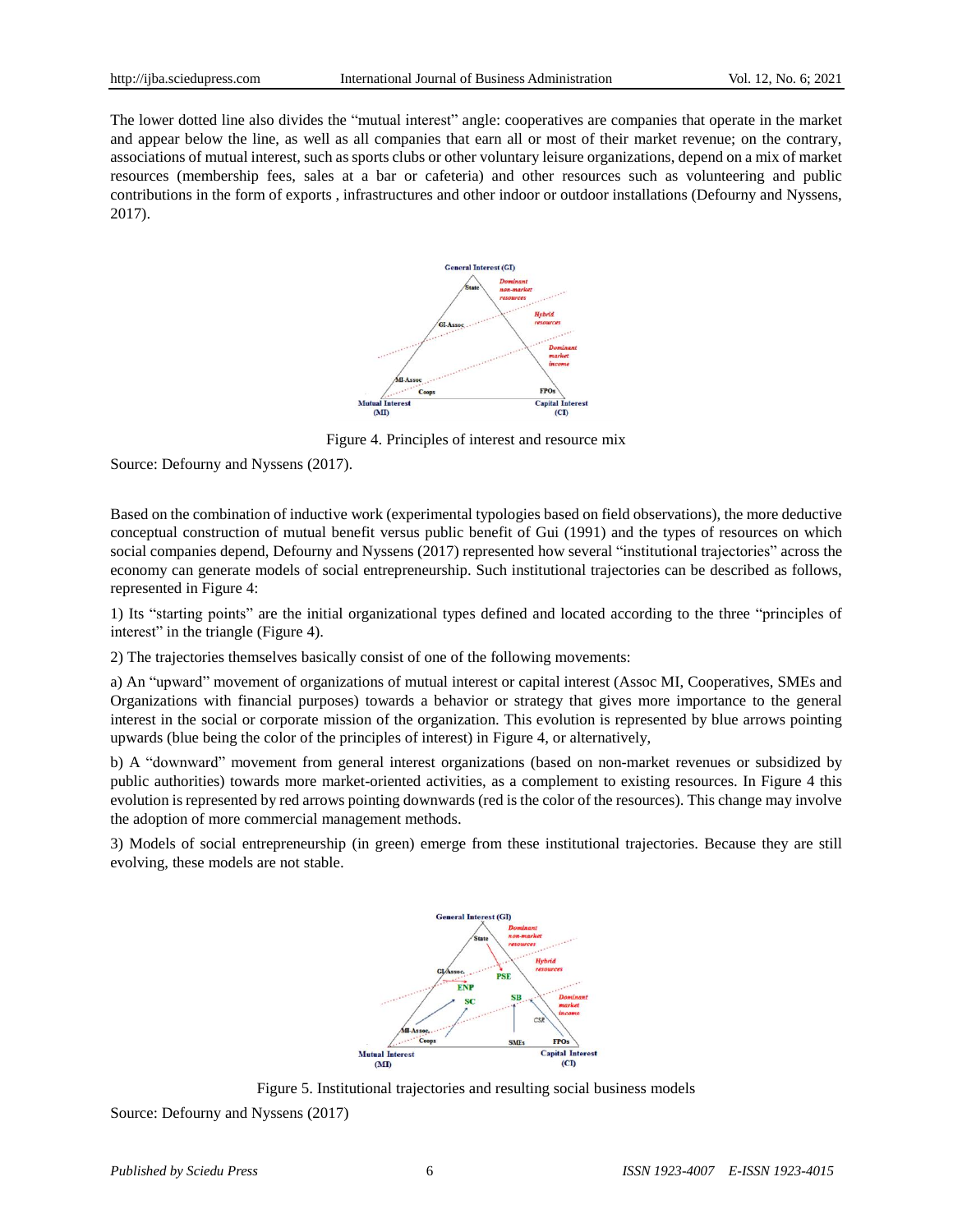The lower dotted line also divides the "mutual interest" angle: cooperatives are companies that operate in the market and appear below the line, as well as all companies that earn all or most of their market revenue; on the contrary, associations of mutual interest, such as sports clubs or other voluntary leisure organizations, depend on a mix of market resources (membership fees, sales at a bar or cafeteria) and other resources such as volunteering and public contributions in the form of exports , infrastructures and other indoor or outdoor installations (Defourny and Nyssens, 2017).

Figure 4. Principles of interest and resource mix

Source: Defourny and Nyssens (2017).

Based on the combination of inductive work (experimental typologies based on field observations), the more deductive conceptual construction of mutual benefit versus public benefit of Gui (1991) and the types of resources on which social companies depend, Defourny and Nyssens (2017) represented how several "institutional trajectories" across the economy can generate models of social entrepreneurship. Such institutional trajectories can be described as follows, represented in Figure 4:

1) Its "starting points" are the initial organizational types defined and located according to the three "principles of interest" in the triangle (Figure 4).

2) The trajectories themselves basically consist of one of the following movements:

a) An "upward" movement of organizations of mutual interest or capital interest (Assoc MI, Cooperatives, SMEs and Organizations with financial purposes) towards a behavior or strategy that gives more importance to the general interest in the social or corporate mission of the organization. This evolution is represented by blue arrows pointing upwards (blue being the color of the principles of interest) in Figure 4, or alternatively,

b) A "downward" movement from general interest organizations (based on non-market revenues or subsidized by public authorities) towards more market-oriented activities, as a complement to existing resources. In Figure 4 this evolution is represented by red arrows pointing downwards (red is the color of the resources). This change may involve the adoption of more commercial management methods.

3) Models of social entrepreneurship (in green) emerge from these institutional trajectories. Because they are still evolving, these models are not stable.

Figure 5. Institutional trajectories and resulting social business models

Source: Defourny and Nyssens (2017)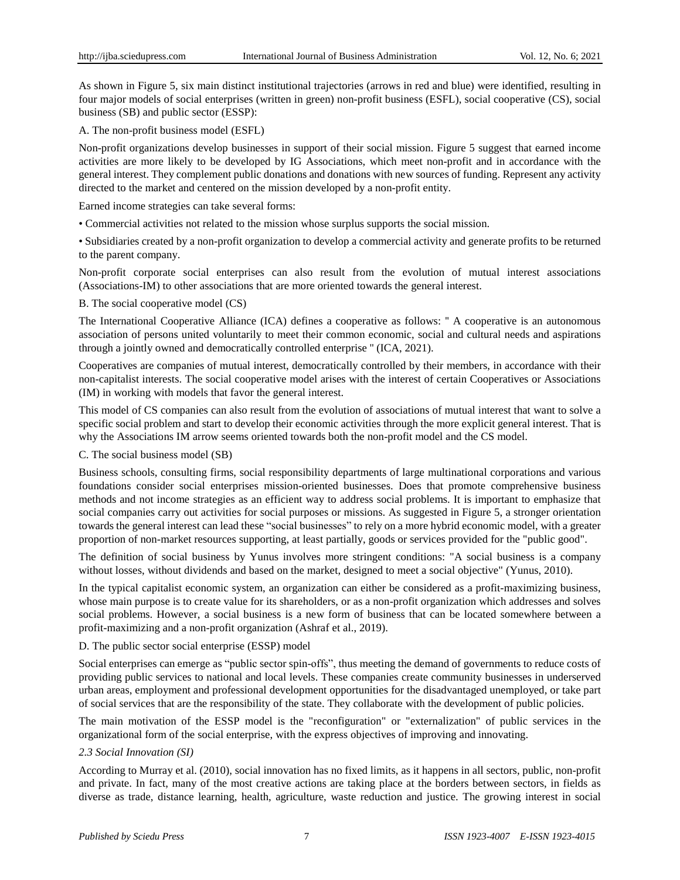As shown in Figure 5, six main distinct institutional trajectories (arrows in red and blue) were identified, resulting in four major models of social enterprises (written in green) non-profit business (ESFL), social cooperative (CS), social business (SB) and public sector (ESSP):

A. The non-profit business model (ESFL)

Non-profit organizations develop businesses in support of their social mission. Figure 5 suggest that earned income activities are more likely to be developed by IG Associations, which meet non-profit and in accordance with the general interest. They complement public donations and donations with new sources of funding. Represent any activity directed to the market and centered on the mission developed by a non-profit entity.

Earned income strategies can take several forms:

• Commercial activities not related to the mission whose surplus supports the social mission.

• Subsidiaries created by a non-profit organization to develop a commercial activity and generate profits to be returned to the parent company.

Non-profit corporate social enterprises can also result from the evolution of mutual interest associations (Associations-IM) to other associations that are more oriented towards the general interest.

B. The social cooperative model (CS)

The International Cooperative Alliance (ICA) defines a cooperative as follows: " A cooperative is an autonomous association of persons united voluntarily to meet their common economic, social and cultural needs and aspirations through a jointly owned and democratically controlled enterprise " (ICA, 2021).

Cooperatives are companies of mutual interest, democratically controlled by their members, in accordance with their non-capitalist interests. The social cooperative model arises with the interest of certain Cooperatives or Associations (IM) in working with models that favor the general interest.

This model of CS companies can also result from the evolution of associations of mutual interest that want to solve a specific social problem and start to develop their economic activities through the more explicit general interest. That is why the Associations IM arrow seems oriented towards both the non-profit model and the CS model.

C. The social business model (SB)

Business schools, consulting firms, social responsibility departments of large multinational corporations and various foundations consider social enterprises mission-oriented businesses. Does that promote comprehensive business methods and not income strategies as an efficient way to address social problems. It is important to emphasize that social companies carry out activities for social purposes or missions. As suggested in Figure 5, a stronger orientation towards the general interest can lead these "social businesses" to rely on a more hybrid economic model, with a greater proportion of non-market resources supporting, at least partially, goods or services provided for the "public good".

The definition of social business by Yunus involves more stringent conditions: "A social business is a company without losses, without dividends and based on the market, designed to meet a social objective" (Yunus, 2010).

In the typical capitalist economic system, an organization can either be considered as a profit-maximizing business, whose main purpose is to create value for its shareholders, or as a non-profit organization which addresses and solves social problems. However, a social business is a new form of business that can be located somewhere between a profit-maximizing and a non-profit organization (Ashraf et al., 2019).

D. The public sector social enterprise (ESSP) model

Social enterprises can emerge as "public sector spin-offs", thus meeting the demand of governments to reduce costs of providing public services to national and local levels. These companies create community businesses in underserved urban areas, employment and professional development opportunities for the disadvantaged unemployed, or take part of social services that are the responsibility of the state. They collaborate with the development of public policies.

The main motivation of the ESSP model is the "reconfiguration" or "externalization" of public services in the organizational form of the social enterprise, with the express objectives of improving and innovating.

### *2.3 Social Innovation (SI)*

According to Murray et al. (2010), social innovation has no fixed limits, as it happens in all sectors, public, non-profit and private. In fact, many of the most creative actions are taking place at the borders between sectors, in fields as diverse as trade, distance learning, health, agriculture, waste reduction and justice. The growing interest in social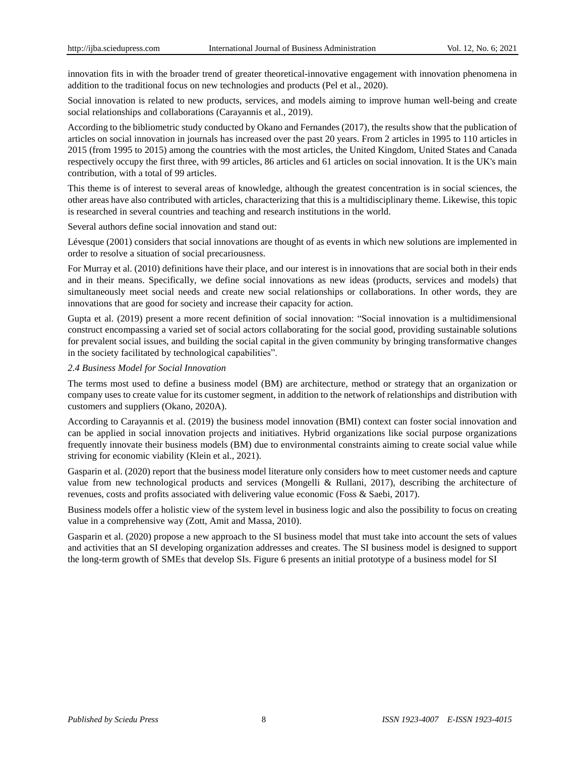innovation fits in with the broader trend of greater theoretical-innovative engagement with innovation phenomena in addition to the traditional focus on new technologies and products (Pel et al., 2020).

Social innovation is related to new products, services, and models aiming to improve human well-being and create social relationships and collaborations (Carayannis et al., 2019).

According to the bibliometric study conducted by Okano and Fernandes (2017), the results show that the publication of articles on social innovation in journals has increased over the past 20 years. From 2 articles in 1995 to 110 articles in 2015 (from 1995 to 2015) among the countries with the most articles, the United Kingdom, United States and Canada respectively occupy the first three, with 99 articles, 86 articles and 61 articles on social innovation. It is the UK's main contribution, with a total of 99 articles.

This theme is of interest to several areas of knowledge, although the greatest concentration is in social sciences, the other areas have also contributed with articles, characterizing that this is a multidisciplinary theme. Likewise, this topic is researched in several countries and teaching and research institutions in the world.

Several authors define social innovation and stand out:

Lévesque (2001) considers that social innovations are thought of as events in which new solutions are implemented in order to resolve a situation of social precariousness.

For Murray et al. (2010) definitions have their place, and our interest is in innovations that are social both in their ends and in their means. Specifically, we define social innovations as new ideas (products, services and models) that simultaneously meet social needs and create new social relationships or collaborations. In other words, they are innovations that are good for society and increase their capacity for action.

Gupta et al. (2019) present a more recent definition of social innovation: "Social innovation is a multidimensional construct encompassing a varied set of social actors collaborating for the social good, providing sustainable solutions for prevalent social issues, and building the social capital in the given community by bringing transformative changes in the society facilitated by technological capabilities".

### *2.4 Business Model for Social Innovation*

The terms most used to define a business model (BM) are architecture, method or strategy that an organization or company uses to create value for its customer segment, in addition to the network of relationships and distribution with customers and suppliers (Okano, 2020A).

According to Carayannis et al. (2019) the business model innovation (BMI) context can foster social innovation and can be applied in social innovation projects and initiatives. Hybrid organizations like social purpose organizations frequently innovate their business models (BM) due to environmental constraints aiming to create social value while striving for economic viability (Klein et al., 2021).

Gasparin et al. (2020) report that the business model literature only considers how to meet customer needs and capture value from new technological products and services (Mongelli & Rullani, 2017), describing the architecture of revenues, costs and profits associated with delivering value economic (Foss & Saebi, 2017).

Business models offer a holistic view of the system level in business logic and also the possibility to focus on creating value in a comprehensive way (Zott, Amit and Massa, 2010).

Gasparin et al. (2020) propose a new approach to the SI business model that must take into account the sets of values and activities that an SI developing organization addresses and creates. The SI business model is designed to support the long-term growth of SMEs that develop SIs. Figure 6 presents an initial prototype of a business model for SI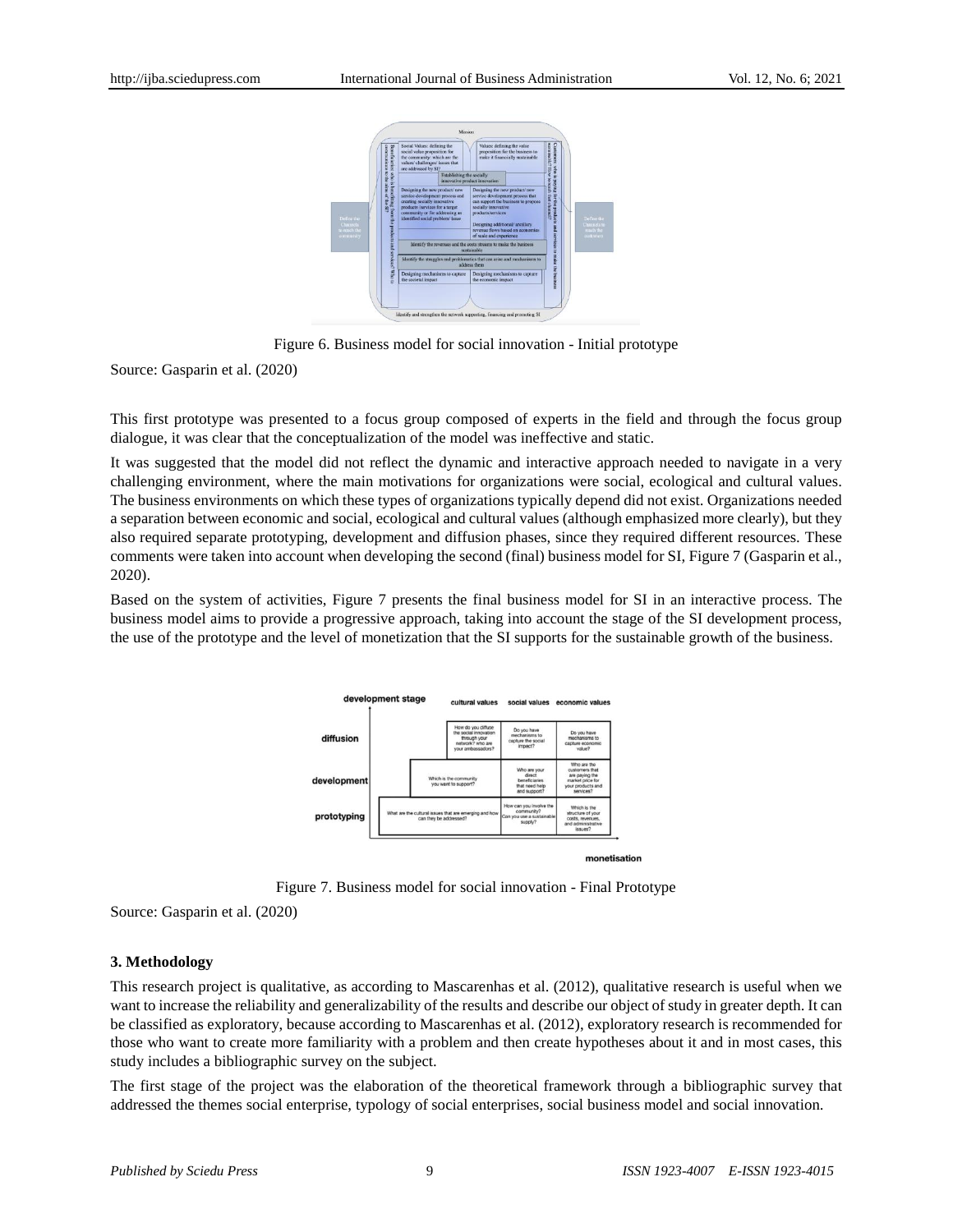Figure 6. Business model for social innovation - Initial prototype

Source: Gasparin et al. (2020)

This first prototype was presented to a focus group composed of experts in the field and through the focus group dialogue, it was clear that the conceptualization of the model was ineffective and static.

It was suggested that the model did not reflect the dynamic and interactive approach needed to navigate in a very challenging environment, where the main motivations for organizations were social, ecological and cultural values. The business environments on which these types of organizations typically depend did not exist. Organizations needed a separation between economic and social, ecological and cultural values (although emphasized more clearly), but they also required separate prototyping, development and diffusion phases, since they required different resources. These comments were taken into account when developing the second (final) business model for SI, Figure 7 (Gasparin et al., 2020).

Based on the system of activities, Figure 7 presents the final business model for SI in an interactive process. The business model aims to provide a progressive approach, taking into account the stage of the SI development process, the use of the prototype and the level of monetization that the SI supports for the sustainable growth of the business.

Figure 7. Business model for social innovation - Final Prototype

Source: Gasparin et al. (2020)

### 3. Methodology

This research project is qualitative, as according to Mascarenhas et al. (2012), qualitative research is useful when we want to increase the reliability and generalizability of the results and describe our object of study in greater depth. It can be classified as exploratory, because according to Mascarenhas et al. (2012), exploratory research is recommended for those who want to create more familiarity with a problem and then create hypotheses about it and in most cases, this study includes a bibliographic survey on the subject.

The first stage of the project was the elaboration of the theoretical framework through a bibliographic survey that addressed the themes social enterprise, typology of social enterprises, social business model and social innovation.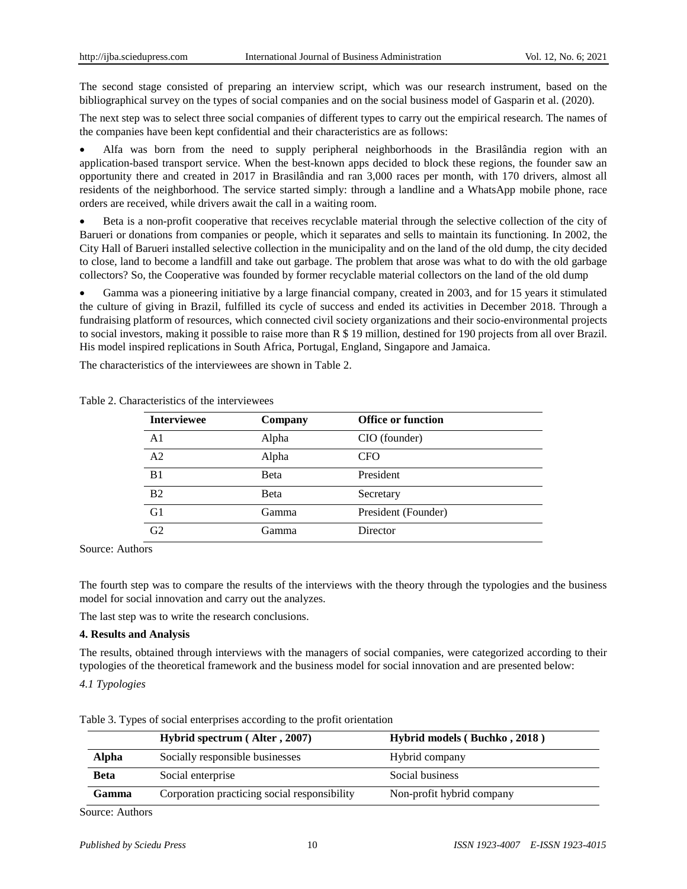The second stage consisted of preparing an interview script, which was our research instrument, based on the bibliographical survey on the types of social companies and on the social business model of Gasparin et al. (2020).

The next step was to select three social companies of different types to carry out the empirical research. The names of the companies have been kept confidential and their characteristics are as follows:

- Alfa was born from the need to supply peripheral neighborhoods in the Brasilândia region with an application-based transport service. When the best-known apps decided to block these regions, the founder saw an opportunity there and created in 2017 in Brasilândia and ran 3,000 races per month, with 170 drivers, almost all residents of the neighborhood. The service started simply: through a landline and a WhatsApp mobile phone, race orders are received, while drivers await the call in a waiting room.

- Beta is a non-profit cooperative that receives recyclable material through the selective collection of the city of Barueri or donations from companies or people, which it separates and sells to maintain its functioning. In 2002, the City Hall of Barueri installed selective collection in the municipality and on the land of the old dump, the city decided to close, land to become a landfill and take out garbage. The problem that arose was what to do with the old garbage collectors? So, the Cooperative was founded by former recyclable material collectors on the land of the old dump

- Gamma was a pioneering initiative by a large financial company, created in 2003, and for 15 years it stimulated the culture of giving in Brazil, fulfilled its cycle of success and ended its activities in December 2018. Through a fundraising platform of resources, which connected civil society organizations and their socio-environmental projects to social investors, making it possible to raise more than R $ 19 million, destined for 190 projects from all over Brazil. His model inspired replications in South Africa, Portugal, England, Singapore and Jamaica.

The characteristics of the interviewees are shown in Table 2.

Table 2. Characteristics of the interviewees

| Interviewee | Company | Office or function |
|---|---|---|
| A1 | Alpha | CIO (founder) |
| A2 | Alpha | CFO |
| B1 | Beta | President |
| B2 | Beta | Secretary |
| G1 | Gamma | President (Founder) |
| G2 | Gamma | Director |

Source: Authors

The fourth step was to compare the results of the interviews with the theory through the typologies and the business model for social innovation and carry out the analyzes.

The last step was to write the research conclusions.

## 4. Results and Analysis

The results, obtained through interviews with the managers of social companies, were categorized according to their typologies of the theoretical framework and the business model for social innovation and are presented below:

### *4.1 Typologies*

Table 3. Types of social enterprises according to the profit orientation

| | Hybrid spectrum ( Alter , 2007) | Hybrid models ( Buchko , 2018 ) |
|---|---|---|
| **Alpha** | Socially responsible businesses | Hybrid company |
| **Beta** | Social enterprise | Social business |
| **Gamma** | Corporation practicing social responsibility | Non-profit hybrid company |

Source: Authors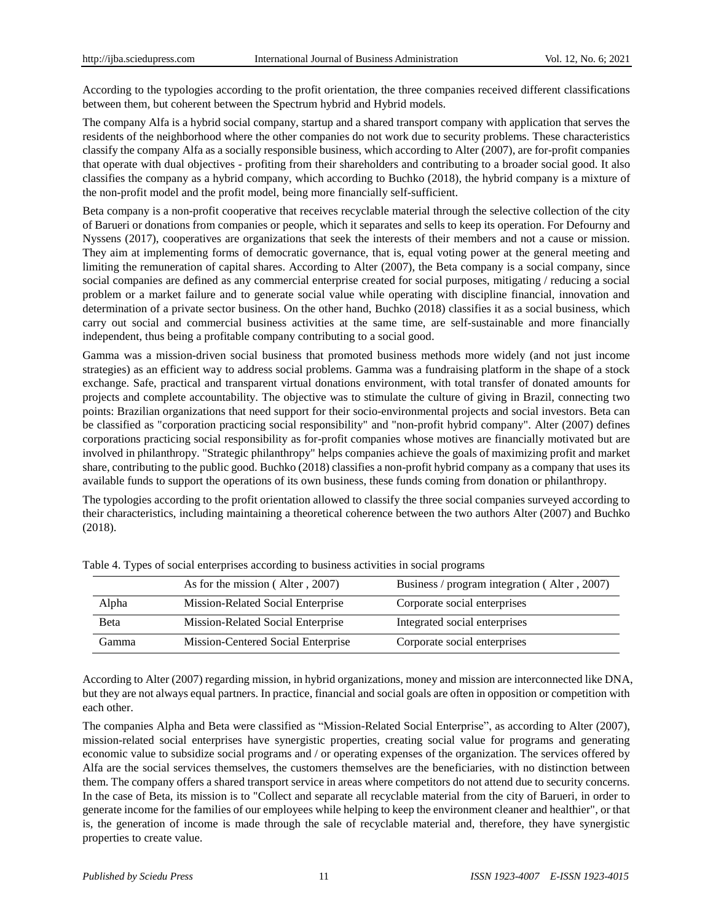According to the typologies according to the profit orientation, the three companies received different classifications between them, but coherent between the Spectrum hybrid and Hybrid models.

The company Alfa is a hybrid social company, startup and a shared transport company with application that serves the residents of the neighborhood where the other companies do not work due to security problems. These characteristics classify the company Alfa as a socially responsible business, which according to Alter (2007), are for-profit companies that operate with dual objectives - profiting from their shareholders and contributing to a broader social good. It also classifies the company as a hybrid company, which according to Buchko (2018), the hybrid company is a mixture of the non-profit model and the profit model, being more financially self-sufficient.

Beta company is a non-profit cooperative that receives recyclable material through the selective collection of the city of Barueri or donations from companies or people, which it separates and sells to keep its operation. For Defourny and Nyssens (2017), cooperatives are organizations that seek the interests of their members and not a cause or mission. They aim at implementing forms of democratic governance, that is, equal voting power at the general meeting and limiting the remuneration of capital shares. According to Alter (2007), the Beta company is a social company, since social companies are defined as any commercial enterprise created for social purposes, mitigating / reducing a social problem or a market failure and to generate social value while operating with discipline financial, innovation and determination of a private sector business. On the other hand, Buchko (2018) classifies it as a social business, which carry out social and commercial business activities at the same time, are self-sustainable and more financially independent, thus being a profitable company contributing to a social good.

Gamma was a mission-driven social business that promoted business methods more widely (and not just income strategies) as an efficient way to address social problems. Gamma was a fundraising platform in the shape of a stock exchange. Safe, practical and transparent virtual donations environment, with total transfer of donated amounts for projects and complete accountability. The objective was to stimulate the culture of giving in Brazil, connecting two points: Brazilian organizations that need support for their socio-environmental projects and social investors. Beta can be classified as "corporation practicing social responsibility" and "non-profit hybrid company". Alter (2007) defines corporations practicing social responsibility as for-profit companies whose motives are financially motivated but are involved in philanthropy. "Strategic philanthropy" helps companies achieve the goals of maximizing profit and market share, contributing to the public good. Buchko (2018) classifies a non-profit hybrid company as a company that uses its available funds to support the operations of its own business, these funds coming from donation or philanthropy.

The typologies according to the profit orientation allowed to classify the three social companies surveyed according to their characteristics, including maintaining a theoretical coherence between the two authors Alter (2007) and Buchko (2018).

Table 4. Types of social enterprises according to business activities in social programs

| | As for the mission ( Alter , 2007) | Business / program integration ( Alter , 2007) |
|---|---|---|
| Alpha | Mission-Related Social Enterprise | Corporate social enterprises |
| Beta | Mission-Related Social Enterprise | Integrated social enterprises |
| Gamma | Mission-Centered Social Enterprise | Corporate social enterprises |

According to Alter (2007) regarding mission, in hybrid organizations, money and mission are interconnected like DNA, but they are not always equal partners. In practice, financial and social goals are often in opposition or competition with each other.

The companies Alpha and Beta were classified as "Mission-Related Social Enterprise", as according to Alter (2007), mission-related social enterprises have synergistic properties, creating social value for programs and generating economic value to subsidize social programs and / or operating expenses of the organization. The services offered by Alfa are the social services themselves, the customers themselves are the beneficiaries, with no distinction between them. The company offers a shared transport service in areas where competitors do not attend due to security concerns. In the case of Beta, its mission is to "Collect and separate all recyclable material from the city of Barueri, in order to generate income for the families of our employees while helping to keep the environment cleaner and healthier", or that is, the generation of income is made through the sale of recyclable material and, therefore, they have synergistic properties to create value.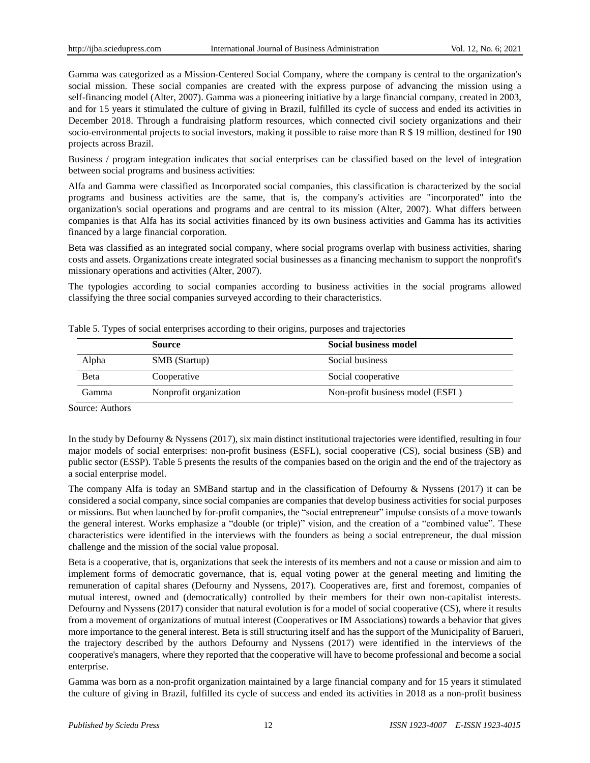Gamma was categorized as a Mission-Centered Social Company, where the company is central to the organization's social mission. These social companies are created with the express purpose of advancing the mission using a self-financing model (Alter, 2007). Gamma was a pioneering initiative by a large financial company, created in 2003, and for 15 years it stimulated the culture of giving in Brazil, fulfilled its cycle of success and ended its activities in December 2018. Through a fundraising platform resources, which connected civil society organizations and their socio-environmental projects to social investors, making it possible to raise more than R $ 19 million, destined for 190 projects across Brazil.

Business / program integration indicates that social enterprises can be classified based on the level of integration between social programs and business activities:

Alfa and Gamma were classified as Incorporated social companies, this classification is characterized by the social programs and business activities are the same, that is, the company's activities are "incorporated" into the organization's social operations and programs and are central to its mission (Alter, 2007). What differs between companies is that Alfa has its social activities financed by its own business activities and Gamma has its activities financed by a large financial corporation.

Beta was classified as an integrated social company, where social programs overlap with business activities, sharing costs and assets. Organizations create integrated social businesses as a financing mechanism to support the nonprofit's missionary operations and activities (Alter, 2007).

The typologies according to social companies according to business activities in the social programs allowed classifying the three social companies surveyed according to their characteristics.

Table 5. Types of social enterprises according to their origins, purposes and trajectories

| | **Source** | **Social business model** |
|---|---|---|
| Alpha | SMB (Startup) | Social business |
| Beta | Cooperative | Social cooperative |
| Gamma | Nonprofit organization | Non-profit business model (ESFL) |

Source: Authors

In the study by Defourny & Nyssens (2017), six main distinct institutional trajectories were identified, resulting in four major models of social enterprises: non-profit business (ESFL), social cooperative (CS), social business (SB) and public sector (ESSP). Table 5 presents the results of the companies based on the origin and the end of the trajectory as a social enterprise model.

The company Alfa is today an SMBand startup and in the classification of Defourny & Nyssens (2017) it can be considered a social company, since social companies are companies that develop business activities for social purposes or missions. But when launched by for-profit companies, the "social entrepreneur" impulse consists of a move towards the general interest. Works emphasize a "double (or triple)" vision, and the creation of a "combined value". These characteristics were identified in the interviews with the founders as being a social entrepreneur, the dual mission challenge and the mission of the social value proposal.

Beta is a cooperative, that is, organizations that seek the interests of its members and not a cause or mission and aim to implement forms of democratic governance, that is, equal voting power at the general meeting and limiting the remuneration of capital shares (Defourny and Nyssens, 2017). Cooperatives are, first and foremost, companies of mutual interest, owned and (democratically) controlled by their members for their own non-capitalist interests. Defourny and Nyssens (2017) consider that natural evolution is for a model of social cooperative (CS), where it results from a movement of organizations of mutual interest (Cooperatives or IM Associations) towards a behavior that gives more importance to the general interest. Beta is still structuring itself and has the support of the Municipality of Barueri, the trajectory described by the authors Defourny and Nyssens (2017) were identified in the interviews of the cooperative's managers, where they reported that the cooperative will have to become professional and become a social enterprise.

Gamma was born as a non-profit organization maintained by a large financial company and for 15 years it stimulated the culture of giving in Brazil, fulfilled its cycle of success and ended its activities in 2018 as a non-profit business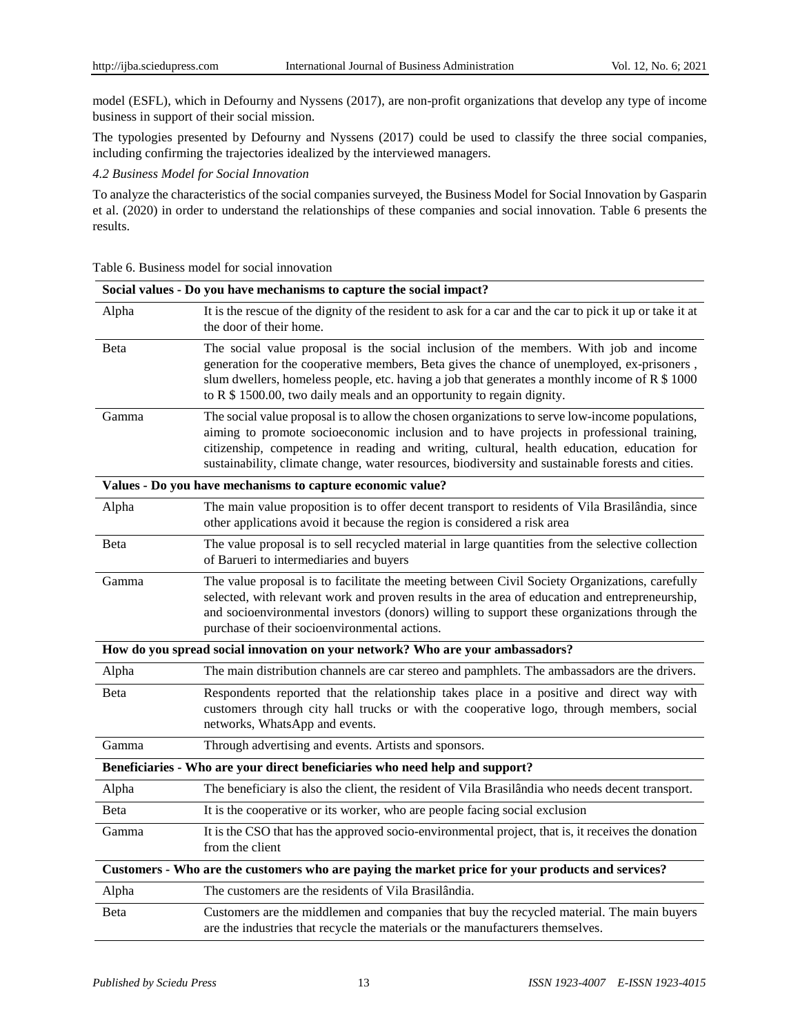model (ESFL), which in Defourny and Nyssens (2017), are non-profit organizations that develop any type of income business in support of their social mission.

The typologies presented by Defourny and Nyssens (2017) could be used to classify the three social companies, including confirming the trajectories idealized by the interviewed managers.

*4.2 Business Model for Social Innovation*

To analyze the characteristics of the social companies surveyed, the Business Model for Social Innovation by Gasparin et al. (2020) in order to understand the relationships of these companies and social innovation. Table 6 presents the results.

Table 6. Business model for social innovation

| **Social values - Do you have mechanisms to capture the social impact?** | |
|---|---|
| Alpha | It is the rescue of the dignity of the resident to ask for a car and the car to pick it up or take it at the door of their home. |
| Beta | The social value proposal is the social inclusion of the members. With job and income generation for the cooperative members, Beta gives the chance of unemployed, ex-prisoners , slum dwellers, homeless people, etc. having a job that generates a monthly income of R $ 1000 to R $ 1500.00, two daily meals and an opportunity to regain dignity. |
| Gamma | The social value proposal is to allow the chosen organizations to serve low-income populations, aiming to promote socioeconomic inclusion and to have projects in professional training, citizenship, competence in reading and writing, cultural, health education, education for sustainability, climate change, water resources, biodiversity and sustainable forests and cities. |
| **Values - Do you have mechanisms to capture economic value?** | |
| Alpha | The main value proposition is to offer decent transport to residents of Vila Brasilândia, since other applications avoid it because the region is considered a risk area |
| Beta | The value proposal is to sell recycled material in large quantities from the selective collection of Barueri to intermediaries and buyers |
| Gamma | The value proposal is to facilitate the meeting between Civil Society Organizations, carefully selected, with relevant work and proven results in the area of education and entrepreneurship, and socioenvironmental investors (donors) willing to support these organizations through the purchase of their socioenvironmental actions. |
| **How do you spread social innovation on your network? Who are your ambassadors?** | |
| Alpha | The main distribution channels are car stereo and pamphlets. The ambassadors are the drivers. |
| Beta | Respondents reported that the relationship takes place in a positive and direct way with customers through city hall trucks or with the cooperative logo, through members, social networks, WhatsApp and events. |
| Gamma | Through advertising and events. Artists and sponsors. |
| **Beneficiaries - Who are your direct beneficiaries who need help and support?** | |
| Alpha | The beneficiary is also the client, the resident of Vila Brasilândia who needs decent transport. |
| Beta | It is the cooperative or its worker, who are people facing social exclusion |
| Gamma | It is the CSO that has the approved socio-environmental project, that is, it receives the donation from the client |
| **Customers - Who are the customers who are paying the market price for your products and services?** | |
| Alpha | The customers are the residents of Vila Brasilândia. |
| Beta | Customers are the middlemen and companies that buy the recycled material. The main buyers are the industries that recycle the materials or the manufacturers themselves. |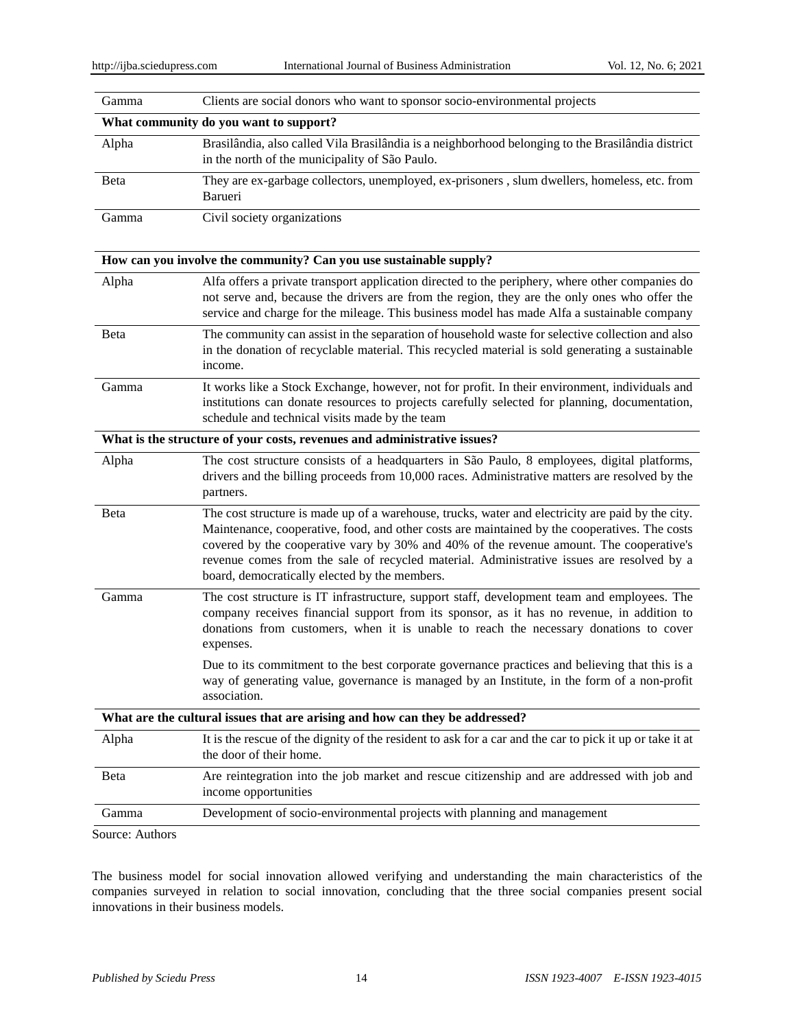| | |
|---|---|
| Gamma | Clients are social donors who want to sponsor socio-environmental projects |
| **What community do you want to support?** | |
| Alpha | Brasilândia, also called Vila Brasilândia is a neighborhood belonging to the Brasilândia district in the north of the municipality of São Paulo. |
| Beta | They are ex-garbage collectors, unemployed, ex-prisoners , slum dwellers, homeless, etc. from Barueri |
| Gamma | Civil society organizations |
| **How can you involve the community? Can you use sustainable supply?** | |
| Alpha | Alfa offers a private transport application directed to the periphery, where other companies do not serve and, because the drivers are from the region, they are the only ones who offer the service and charge for the mileage. This business model has made Alfa a sustainable company |
| Beta | The community can assist in the separation of household waste for selective collection and also in the donation of recyclable material. This recycled material is sold generating a sustainable income. |
| Gamma | It works like a Stock Exchange, however, not for profit. In their environment, individuals and institutions can donate resources to projects carefully selected for planning, documentation, schedule and technical visits made by the team |
| **What is the structure of your costs, revenues and administrative issues?** | |
| Alpha | The cost structure consists of a headquarters in São Paulo, 8 employees, digital platforms, drivers and the billing proceeds from 10,000 races. Administrative matters are resolved by the partners. |
| Beta | The cost structure is made up of a warehouse, trucks, water and electricity are paid by the city. Maintenance, cooperative, food, and other costs are maintained by the cooperatives. The costs covered by the cooperative vary by 30% and 40% of the revenue amount. The cooperative's revenue comes from the sale of recycled material. Administrative issues are resolved by a board, democratically elected by the members. |
| Gamma | The cost structure is IT infrastructure, support staff, development team and employees. The company receives financial support from its sponsor, as it has no revenue, in addition to donations from customers, when it is unable to reach the necessary donations to cover expenses.<br><br>Due to its commitment to the best corporate governance practices and believing that this is a way of generating value, governance is managed by an Institute, in the form of a non-profit association. |
| **What are the cultural issues that are arising and how can they be addressed?** | |
| Alpha | It is the rescue of the dignity of the resident to ask for a car and the car to pick it up or take it at the door of their home. |
| Beta | Are reintegration into the job market and rescue citizenship and are addressed with job and income opportunities |
| Gamma | Development of socio-environmental projects with planning and management |

Source: Authors

The business model for social innovation allowed verifying and understanding the main characteristics of the companies surveyed in relation to social innovation, concluding that the three social companies present social innovations in their business models.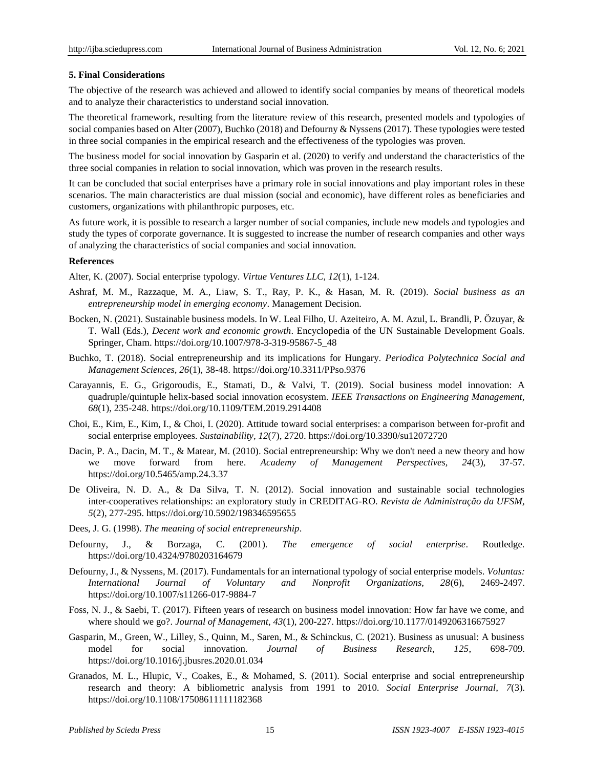## 5. Final Considerations

The objective of the research was achieved and allowed to identify social companies by means of theoretical models and to analyze their characteristics to understand social innovation.

The theoretical framework, resulting from the literature review of this research, presented models and typologies of social companies based on Alter (2007), Buchko (2018) and Defourny & Nyssens (2017). These typologies were tested in three social companies in the empirical research and the effectiveness of the typologies was proven.

The business model for social innovation by Gasparin et al. (2020) to verify and understand the characteristics of the three social companies in relation to social innovation, which was proven in the research results.

It can be concluded that social enterprises have a primary role in social innovations and play important roles in these scenarios. The main characteristics are dual mission (social and economic), have different roles as beneficiaries and customers, organizations with philanthropic purposes, etc.

As future work, it is possible to research a larger number of social companies, include new models and typologies and study the types of corporate governance. It is suggested to increase the number of research companies and other ways of analyzing the characteristics of social companies and social innovation.

## References

Alter, K. (2007). Social enterprise typology. *Virtue Ventures LLC, 12*(1), 1-124.

Ashraf, M. M., Razzaque, M. A., Liaw, S. T., Ray, P. K., & Hasan, M. R. (2019). *Social business as an entrepreneurship model in emerging economy*. Management Decision.

Bocken, N. (2021). Sustainable business models. In W. Leal Filho, U. Azeiteiro, A. M. Azul, L. Brandli, P. Özuyar, & T. Wall (Eds.), *Decent work and economic growth*. Encyclopedia of the UN Sustainable Development Goals. Springer, Cham. https://doi.org/10.1007/978-3-319-95867-5_48

Buchko, T. (2018). Social entrepreneurship and its implications for Hungary. *Periodica Polytechnica Social and Management Sciences, 26*(1), 38-48. https://doi.org/10.3311/PPso.9376

Carayannis, E. G., Grigoroudis, E., Stamati, D., & Valvi, T. (2019). Social business model innovation: A quadruple/quintuple helix-based social innovation ecosystem. *IEEE Transactions on Engineering Management, 68*(1), 235-248. https://doi.org/10.1109/TEM.2019.2914408

Choi, E., Kim, E., Kim, I., & Choi, I. (2020). Attitude toward social enterprises: a comparison between for-profit and social enterprise employees. *Sustainability, 12*(7), 2720. https://doi.org/10.3390/su12072720

Dacin, P. A., Dacin, M. T., & Matear, M. (2010). Social entrepreneurship: Why we don't need a new theory and how we move forward from here. *Academy of Management Perspectives, 24*(3), 37-57. https://doi.org/10.5465/amp.24.3.37

De Oliveira, N. D. A., & Da Silva, T. N. (2012). Social innovation and sustainable social technologies inter-cooperatives relationships: an exploratory study in CREDITAG-RO. *Revista de Administração da UFSM, 5*(2), 277-295. https://doi.org/10.5902/198346595655

Dees, J. G. (1998). *The meaning of social entrepreneurship*.

Defourny, J., & Borzaga, C. (2001). *The emergence of social enterprise*. Routledge. https://doi.org/10.4324/9780203164679

Defourny, J., & Nyssens, M. (2017). Fundamentals for an international typology of social enterprise models. *Voluntas: International Journal of Voluntary and Nonprofit Organizations, 28*(6), 2469-2497. https://doi.org/10.1007/s11266-017-9884-7

Foss, N. J., & Saebi, T. (2017). Fifteen years of research on business model innovation: How far have we come, and where should we go?. *Journal of Management, 43*(1), 200-227. https://doi.org/10.1177/0149206316675927

Gasparin, M., Green, W., Lilley, S., Quinn, M., Saren, M., & Schinckus, C. (2021). Business as unusual: A business model for social innovation. *Journal of Business Research, 125*, 698-709. https://doi.org/10.1016/j.jbusres.2020.01.034

Granados, M. L., Hlupic, V., Coakes, E., & Mohamed, S. (2011). Social enterprise and social entrepreneurship research and theory: A bibliometric analysis from 1991 to 2010. *Social Enterprise Journal, 7*(3). https://doi.org/10.1108/17508611111182368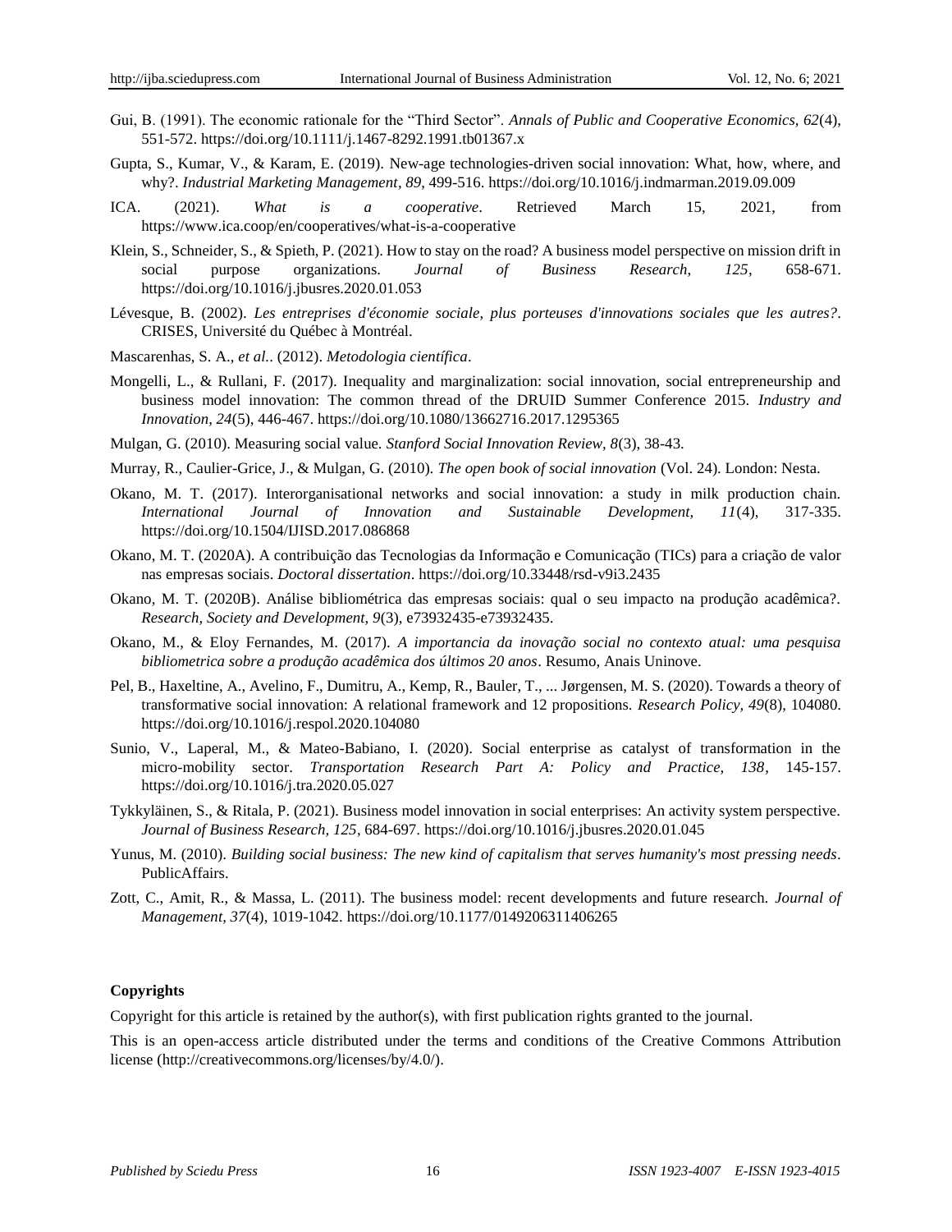Gui, B. (1991). The economic rationale for the "Third Sector". *Annals of Public and Cooperative Economics, 62*(4), 551-572. https://doi.org/10.1111/j.1467-8292.1991.tb01367.x

Gupta, S., Kumar, V., & Karam, E. (2019). New-age technologies-driven social innovation: What, how, where, and why?. *Industrial Marketing Management, 89*, 499-516. https://doi.org/10.1016/j.indmarman.2019.09.009

ICA. (2021). *What is a cooperative*. Retrieved March 15, 2021, from https://www.ica.coop/en/cooperatives/what-is-a-cooperative

Klein, S., Schneider, S., & Spieth, P. (2021). How to stay on the road? A business model perspective on mission drift in social purpose organizations. *Journal of Business Research, 125*, 658-671. https://doi.org/10.1016/j.jbusres.2020.01.053

Lévesque, B. (2002). *Les entreprises d'économie sociale, plus porteuses d'innovations sociales que les autres?*. CRISES, Université du Québec à Montréal.

Mascarenhas, S. A., *et al.*. (2012). *Metodologia científica*.

Mongelli, L., & Rullani, F. (2017). Inequality and marginalization: social innovation, social entrepreneurship and business model innovation: The common thread of the DRUID Summer Conference 2015. *Industry and Innovation, 24*(5), 446-467. https://doi.org/10.1080/13662716.2017.1295365

Mulgan, G. (2010). Measuring social value. *Stanford Social Innovation Review, 8*(3), 38-43.

Murray, R., Caulier-Grice, J., & Mulgan, G. (2010). *The open book of social innovation* (Vol. 24). London: Nesta.

Okano, M. T. (2017). Interorganisational networks and social innovation: a study in milk production chain. *International Journal of Innovation and Sustainable Development, 11*(4), 317-335. https://doi.org/10.1504/IJISD.2017.086868

Okano, M. T. (2020A). A contribuição das Tecnologias da Informação e Comunicação (TICs) para a criação de valor nas empresas sociais. *Doctoral dissertation*. https://doi.org/10.33448/rsd-v9i3.2435

Okano, M. T. (2020B). Análise bibliométrica das empresas sociais: qual o seu impacto na produção acadêmica?. *Research, Society and Development, 9*(3), e73932435-e73932435.

Okano, M., & Eloy Fernandes, M. (2017). *A importancia da inovação social no contexto atual: uma pesquisa bibliometrica sobre a produção acadêmica dos últimos 20 anos*. Resumo, Anais Uninove.

Pel, B., Haxeltine, A., Avelino, F., Dumitru, A., Kemp, R., Bauler, T., ... Jørgensen, M. S. (2020). Towards a theory of transformative social innovation: A relational framework and 12 propositions. *Research Policy, 49*(8), 104080. https://doi.org/10.1016/j.respol.2020.104080

Sunio, V., Laperal, M., & Mateo-Babiano, I. (2020). Social enterprise as catalyst of transformation in the micro-mobility sector. *Transportation Research Part A: Policy and Practice, 138*, 145-157. https://doi.org/10.1016/j.tra.2020.05.027

Tykkyläinen, S., & Ritala, P. (2021). Business model innovation in social enterprises: An activity system perspective. *Journal of Business Research, 125*, 684-697. https://doi.org/10.1016/j.jbusres.2020.01.045

Yunus, M. (2010). *Building social business: The new kind of capitalism that serves humanity's most pressing needs*. PublicAffairs.

Zott, C., Amit, R., & Massa, L. (2011). The business model: recent developments and future research. *Journal of Management, 37*(4), 1019-1042. https://doi.org/10.1177/0149206311406265

**Copyrights**

Copyright for this article is retained by the author(s), with first publication rights granted to the journal.

This is an open-access article distributed under the terms and conditions of the Creative Commons Attribution license (http://creativecommons.org/licenses/by/4.0/).